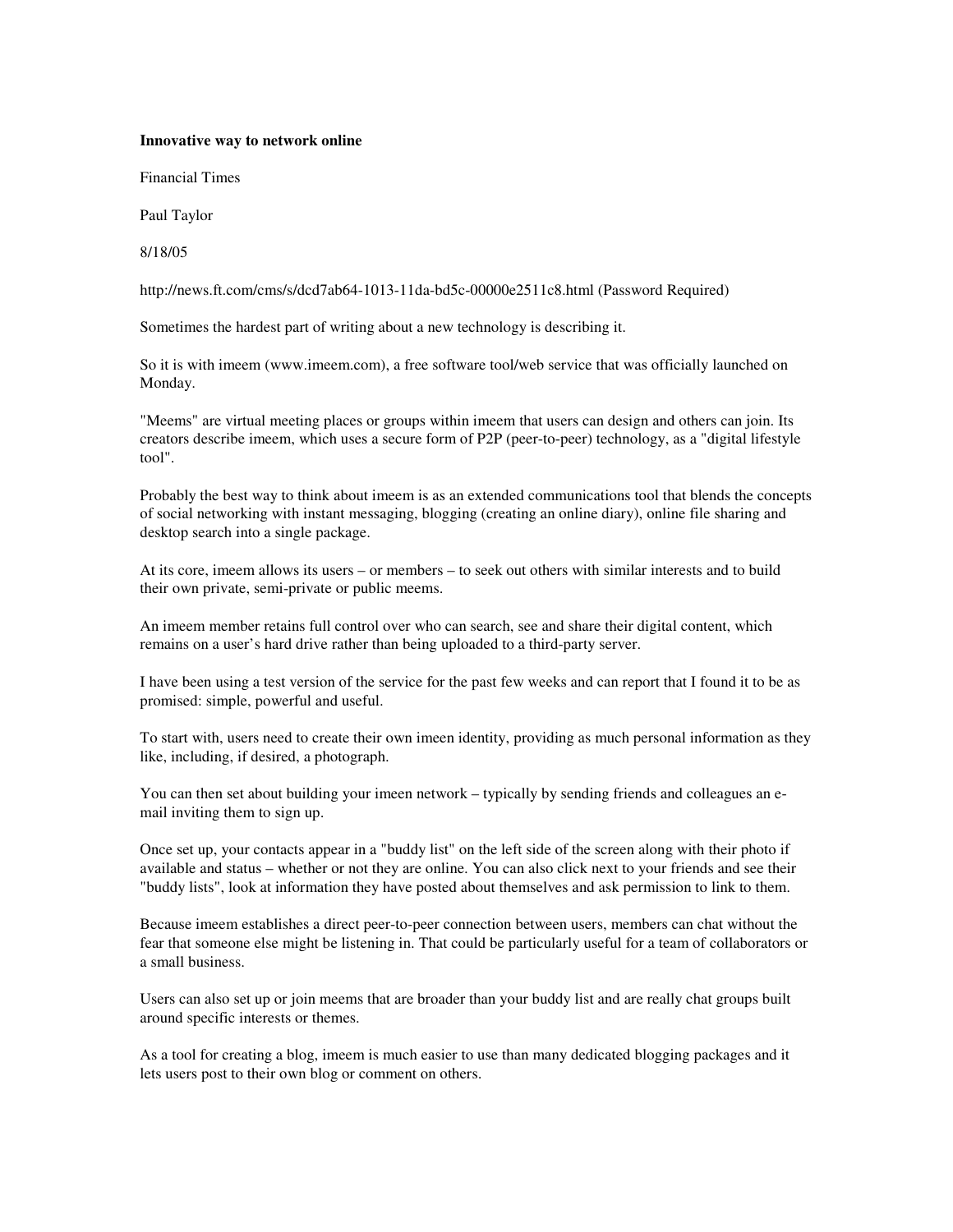**Innovative way to network online**

Financial Times

Paul Taylor

8/18/05

http://news.ft.com/cms/s/dcd7ab64-1013-11da-bd5c-00000e2511c8.html (Password Required)

Sometimes the hardest part of writing about a new technology is describing it.

So it is with imeem (www.imeem.com), a free software tool/web service that was officially launched on Monday.

"Meems" are virtual meeting places or groups within imeem that users can design and others can join. Its creators describe imeem, which uses a secure form of P2P (peer-to-peer) technology, as a "digital lifestyle tool".

Probably the best way to think about imeem is as an extended communications tool that blends the concepts of social networking with instant messaging, blogging (creating an online diary), online file sharing and desktop search into a single package.

At its core, imeem allows its users – or members – to seek out others with similar interests and to build their own private, semi-private or public meems.

An imeem member retains full control over who can search, see and share their digital content, which remains on a user's hard drive rather than being uploaded to a third-party server.

I have been using a test version of the service for the past few weeks and can report that I found it to be as promised: simple, powerful and useful.

To start with, users need to create their own imeen identity, providing as much personal information as they like, including, if desired, a photograph.

You can then set about building your imeen network – typically by sending friends and colleagues an e-mail inviting them to sign up.

Once set up, your contacts appear in a "buddy list" on the left side of the screen along with their photo if available and status – whether or not they are online. You can also click next to your friends and see their "buddy lists", look at information they have posted about themselves and ask permission to link to them.

Because imeem establishes a direct peer-to-peer connection between users, members can chat without the fear that someone else might be listening in. That could be particularly useful for a team of collaborators or a small business.

Users can also set up or join meems that are broader than your buddy list and are really chat groups built around specific interests or themes.

As a tool for creating a blog, imeem is much easier to use than many dedicated blogging packages and it lets users post to their own blog or comment on others.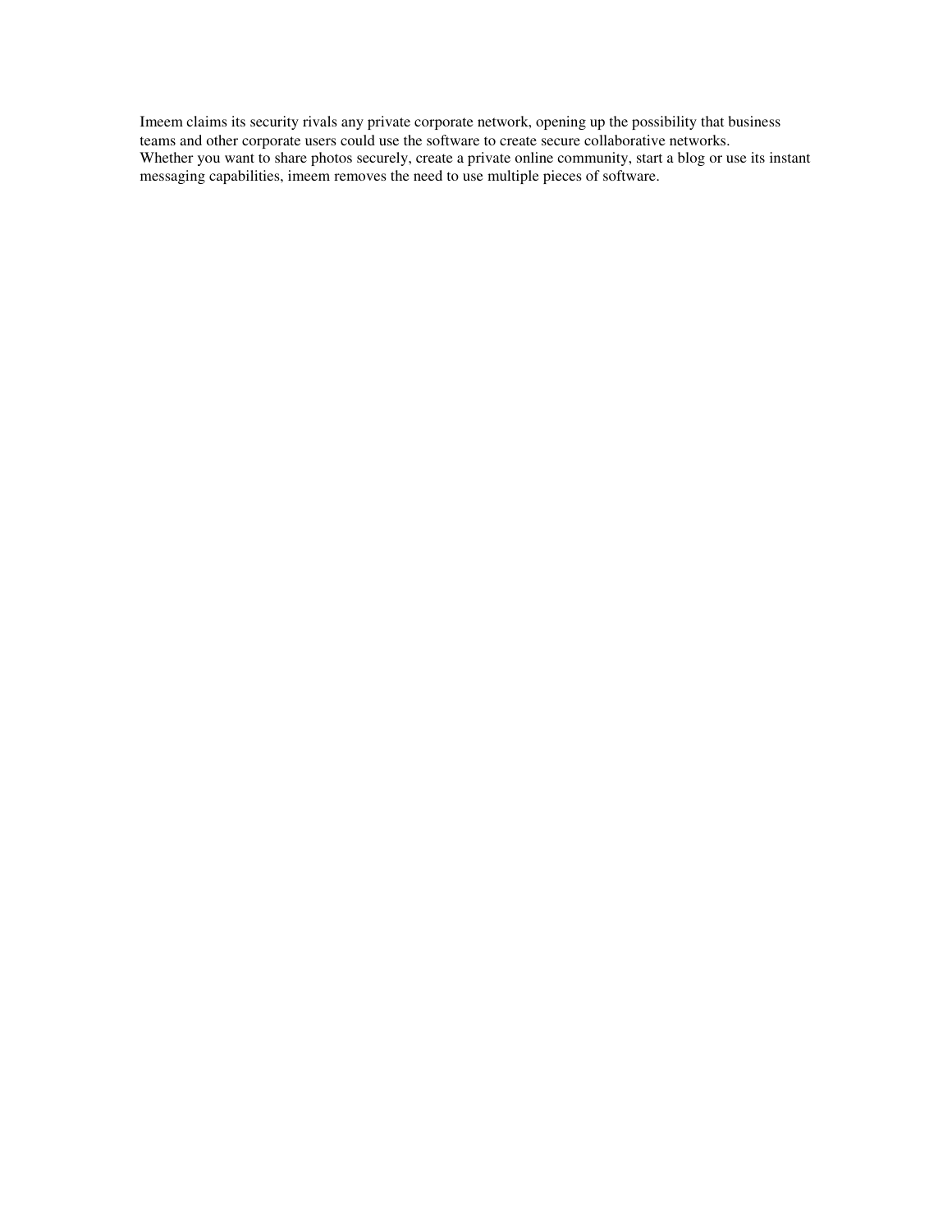Imeem claims its security rivals any private corporate network, opening up the possibility that business teams and other corporate users could use the software to create secure collaborative networks.

Whether you want to share photos securely, create a private online community, start a blog or use its instant messaging capabilities, imeem removes the need to use multiple pieces of software.